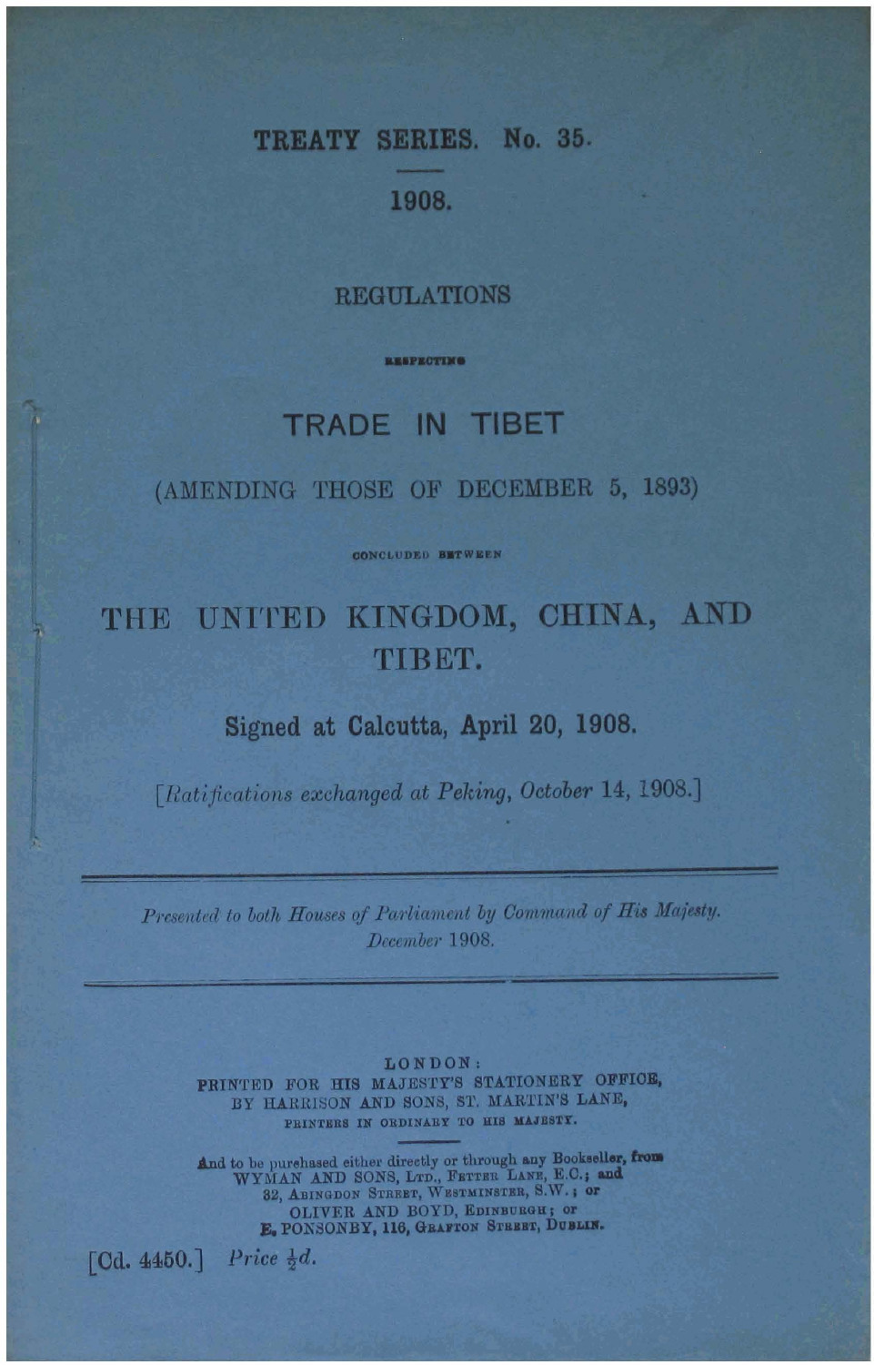# TREATY SERIES. No. 35.

## 1908.

REGULATIONS

RESPECTING

# TRADE IN TIBET

(AMENDING THOSE OF DECEMBER 5, 1893)

CONCLUDED BETWEEN

# THE UNITED KINGDOM, CHINA, AND TIBET.

**Signed at Calcutta, April 20, 1908.**

*[Ratifications exchanged at Peking, October 14, 1908.]*

---

*Presented to both Houses of Parliament by Command of His Majesty. December 1908.*

---

LONDON:
PRINTED FOR HIS MAJESTY'S STATIONERY OFFICE,
BY HARRISON AND SONS, ST. MARTIN'S LANE,
PRINTERS IN ORDINARY TO HIS MAJESTY.

And to be purchased either directly or through any Bookseller, from
WYMAN AND SONS, LTD., FETTER LANE, E.C.; and
32, ABINGDON STREET, WESTMINSTER, S.W.; or
OLIVER AND BOYD, EDINBURGH; or
E. PONSONBY, 116, GRAFTON STREET, DUBLIN.

[Cd. 4450.] *Price ½d.*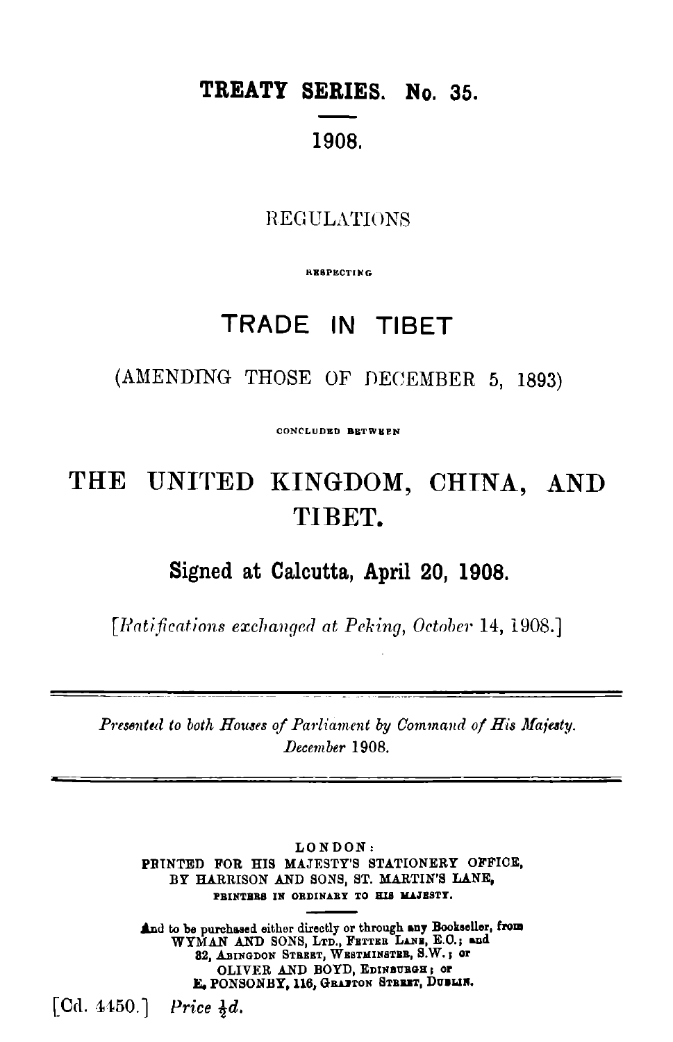# TREATY SERIES. No. 35.

1908.

REGULATIONS

RESPECTING

## TRADE IN TIBET

(AMENDING THOSE OF DECEMBER 5, 1893)

CONCLUDED BETWEEN

# THE UNITED KINGDOM, CHINA, AND TIBET.

## Signed at Calcutta, April 20, 1908.

*[Ratifications exchanged at Peking, October 14, 1908.]*

*Presented to both Houses of Parliament by Command of His Majesty.*
*December* 1908.

LONDON:
PRINTED FOR HIS MAJESTY'S STATIONERY OFFICE,
BY HARRISON AND SONS, ST. MARTIN'S LANE,
PRINTERS IN ORDINARY TO HIS MAJESTY.

And to be purchased either directly or through any Bookseller, from
WYMAN AND SONS, LTD., FETTER LANE, E.C.; and
32, ABINGDON STREET, WESTMINSTER, S.W.; or
OLIVER AND BOYD, EDINBURGH; or
E. PONSONBY, 116, GRAFTON STREET, DUBLIN.

[Cd. 4450.] *Price ½d.*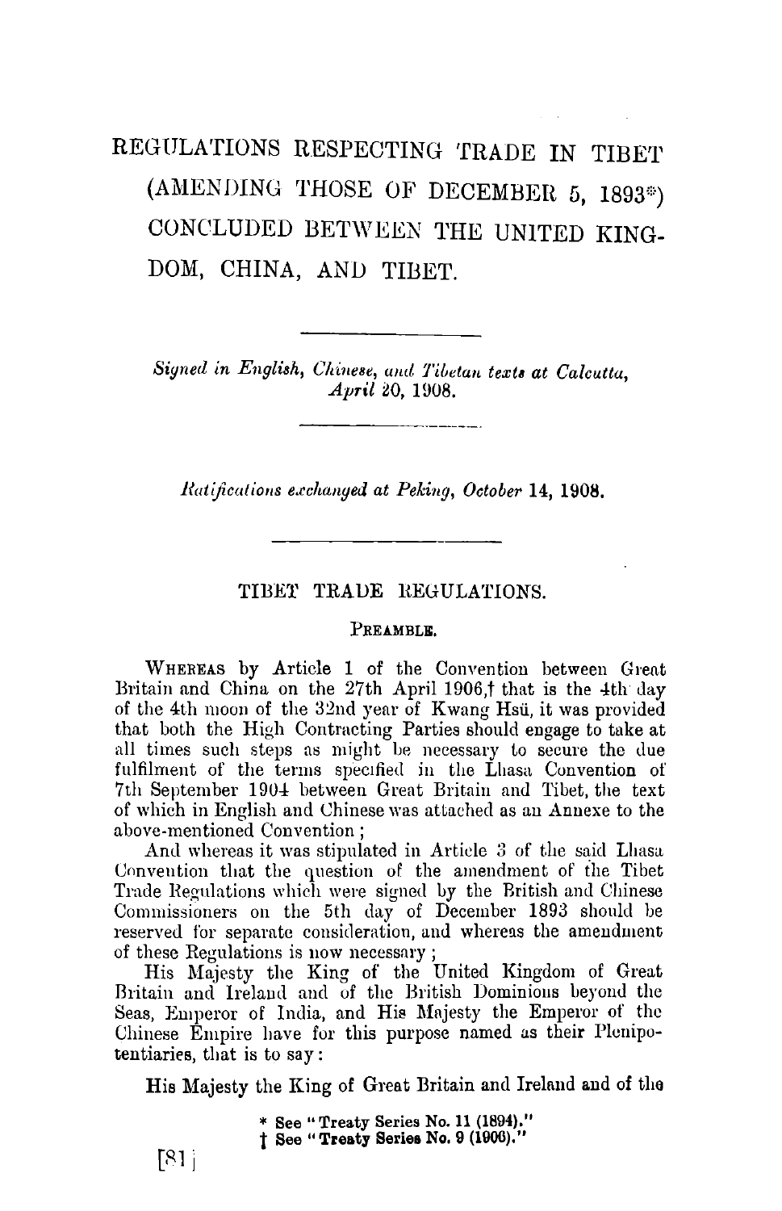# REGULATIONS RESPECTING TRADE IN TIBET (AMENDING THOSE OF DECEMBER 5, 1893*) CONCLUDED BETWEEN THE UNITED KINGDOM, CHINA, AND TIBET.

*Signed in English, Chinese, and Tibetan texts at Calcutta, April 20, 1908.*

*Ratifications exchanged at Peking, October 14, 1908.*

## TIBET TRADE REGULATIONS.

### PREAMBLE.

WHEREAS by Article 1 of the Convention between Great Britain and China on the 27th April 1906,† that is the 4th day of the 4th moon of the 32nd year of Kwang Hsü, it was provided that both the High Contracting Parties should engage to take at all times such steps as might be necessary to secure the due fulfilment of the terms specified in the Lhasa Convention of 7th September 1904 between Great Britain and Tibet, the text of which in English and Chinese was attached as an Annexe to the above-mentioned Convention;

And whereas it was stipulated in Article 3 of the said Lhasa Convention that the question of the amendment of the Tibet Trade Regulations which were signed by the British and Chinese Commissioners on the 5th day of December 1893 should be reserved for separate consideration, and whereas the amendment of these Regulations is now necessary;

His Majesty the King of the United Kingdom of Great Britain and Ireland and of the British Dominions beyond the Seas, Emperor of India, and His Majesty the Emperor of the Chinese Empire have for this purpose named as their Plenipotentiaries, that is to say:

His Majesty the King of Great Britain and Ireland and of the

\* See "Treaty Series No. 11 (1894)."
† See "Treaty Series No. 9 (1906)."

[81]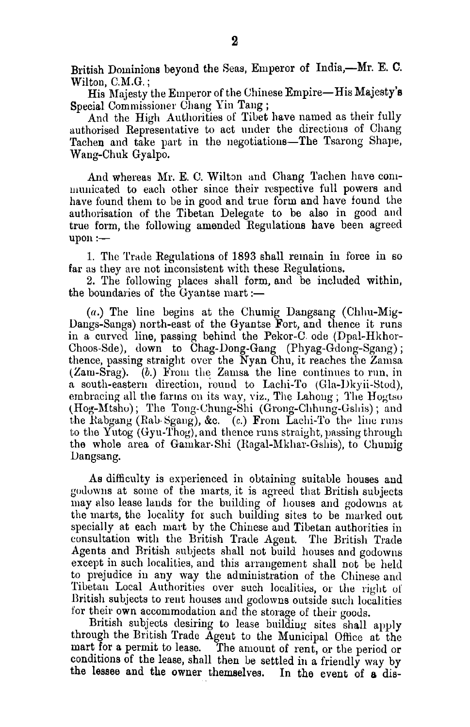British Dominions beyond the Seas, Emperor of India,—Mr. E. C. Wilton, C.M.G.;

His Majesty the Emperor of the Chinese Empire—His Majesty's Special Commissioner Chang Yin Tang;

And the High Authorities of Tibet have named as their fully authorised Representative to act under the directions of Chang Tachen and take part in the negotiations—The Tsarong Shape, Wang-Chuk Gyalpo.

And whereas Mr. E. C. Wilton and Chang Tachen have communicated to each other since their respective full powers and have found them to be in good and true form and have found the authorisation of the Tibetan Delegate to be also in good and true form, the following amended Regulations have been agreed upon :—

1. The Trade Regulations of 1893 shall remain in force in so far as they are not inconsistent with these Regulations.

2. The following places shall form, and be included within, the boundaries of the Gyantse mart :—

(*a*.) The line begins at the Chumig Dangsang (Chhu-Mig-Dangs-Sangs) north-east of the Gyantse Fort, and thence it runs in a curved line, passing behind the Pekor-C. ode (Dpal-Hkhor-Choos-Sde), down to Chag-Dong-Gang (Phyag-Gdong-Sgang); thence, passing straight over the Nyan Chu, it reaches the Zamsa (Zam-Srag). (*b*.) From the Zamsa the line continues to run, in a south-eastern direction, round to Lachi-To (Gla-Dkyii-Stod), embracing all the farms on its way, viz., The Lahong; The Hogtso (Hog-Mtsho); The Tong-Chung-Shi (Grong-Chhung-Gshis); and the Rabgang (Rab-Sgang), &c. (*c*.) From Lachi-To the line runs to the Yutog (Gyu-Thog), and thence runs straight, passing through the whole area of Gamkar-Shi (Ragal-Mkhar-Gshis), to Chumig Dangsang.

As difficulty is experienced in obtaining suitable houses and godowns at some of the marts, it is agreed that British subjects may also lease lands for the building of houses and godowns at the marts, the locality for such building sites to be marked out specially at each mart by the Chinese and Tibetan authorities in consultation with the British Trade Agent. The British Trade Agents and British subjects shall not build houses and godowns except in such localities, and this arrangement shall not be held to prejudice in any way the administration of the Chinese and Tibetan Local Authorities over such localities, or the right of British subjects to rent houses and godowns outside such localities for their own accommodation and the storage of their goods.

British subjects desiring to lease building sites shall apply through the British Trade Agent to the Municipal Office at the mart for a permit to lease. The amount of rent, or the period or conditions of the lease, shall then be settled in a friendly way by the lessee and the owner themselves. In the event of a dis-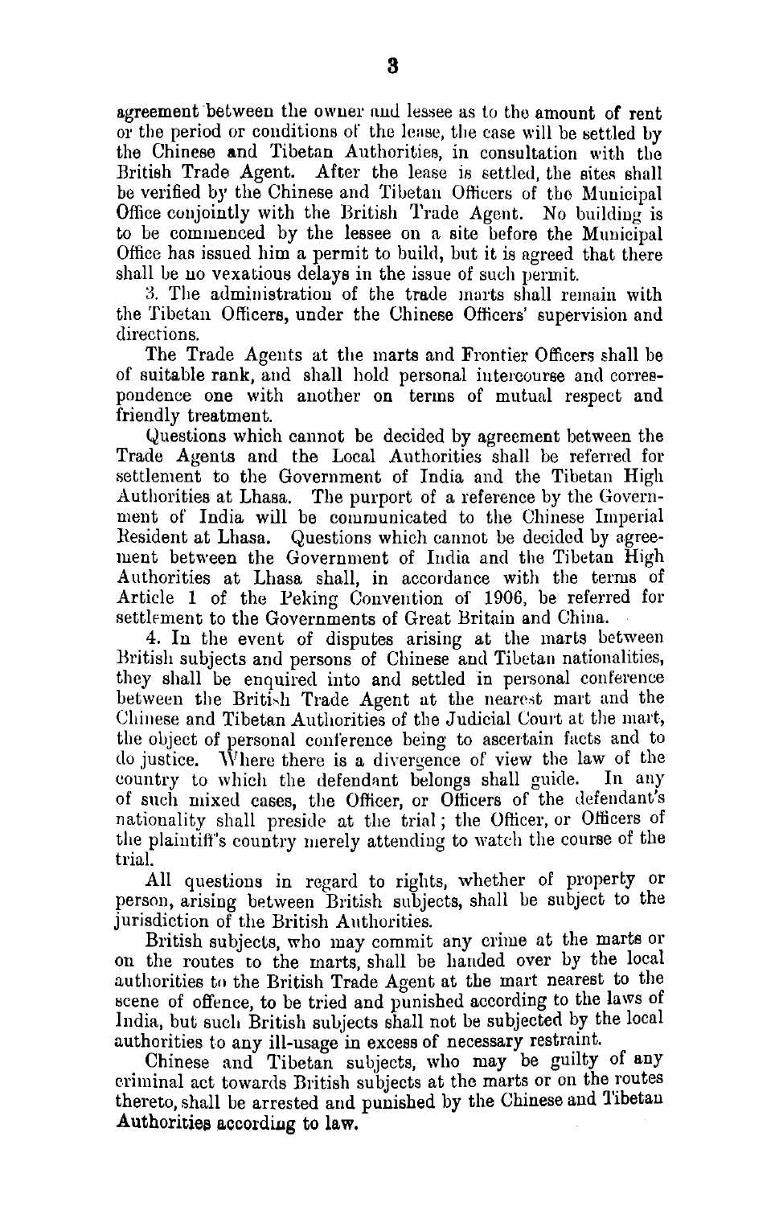agreement between the owner and lessee as to the amount of rent or the period or conditions of the lease, the case will be settled by the Chinese and Tibetan Authorities, in consultation with the British Trade Agent. After the lease is settled, the sites shall be verified by the Chinese and Tibetan Officers of the Municipal Office conjointly with the British Trade Agent. No building is to be commenced by the lessee on a site before the Municipal Office has issued him a permit to build, but it is agreed that there shall be no vexatious delays in the issue of such permit.

3. The administration of the trade marts shall remain with the Tibetan Officers, under the Chinese Officers' supervision and directions.

The Trade Agents at the marts and Frontier Officers shall be of suitable rank, and shall hold personal intercourse and correspondence one with another on terms of mutual respect and friendly treatment.

Questions which cannot be decided by agreement between the Trade Agents and the Local Authorities shall be referred for settlement to the Government of India and the Tibetan High Authorities at Lhasa. The purport of a reference by the Government of India will be communicated to the Chinese Imperial Resident at Lhasa. Questions which cannot be decided by agreement between the Government of India and the Tibetan High Authorities at Lhasa shall, in accordance with the terms of Article 1 of the Peking Convention of 1906, be referred for settlement to the Governments of Great Britain and China.

4. In the event of disputes arising at the marts between British subjects and persons of Chinese and Tibetan nationalities, they shall be enquired into and settled in personal conference between the British Trade Agent at the nearest mart and the Chinese and Tibetan Authorities of the Judicial Court at the mart, the object of personal conference being to ascertain facts and to do justice. Where there is a divergence of view the law of the country to which the defendant belongs shall guide. In any of such mixed cases, the Officer, or Officers of the defendant's nationality shall preside at the trial; the Officer, or Officers of the plaintiff's country merely attending to watch the course of the trial.

All questions in regard to rights, whether of property or person, arising between British subjects, shall be subject to the jurisdiction of the British Authorities.

British subjects, who may commit any crime at the marts or on the routes to the marts, shall be handed over by the local authorities to the British Trade Agent at the mart nearest to the scene of offence, to be tried and punished according to the laws of India, but such British subjects shall not be subjected by the local authorities to any ill-usage in excess of necessary restraint.

Chinese and Tibetan subjects, who may be guilty of any criminal act towards British subjects at the marts or on the routes thereto, shall be arrested and punished by the Chinese and Tibetan Authorities according to law.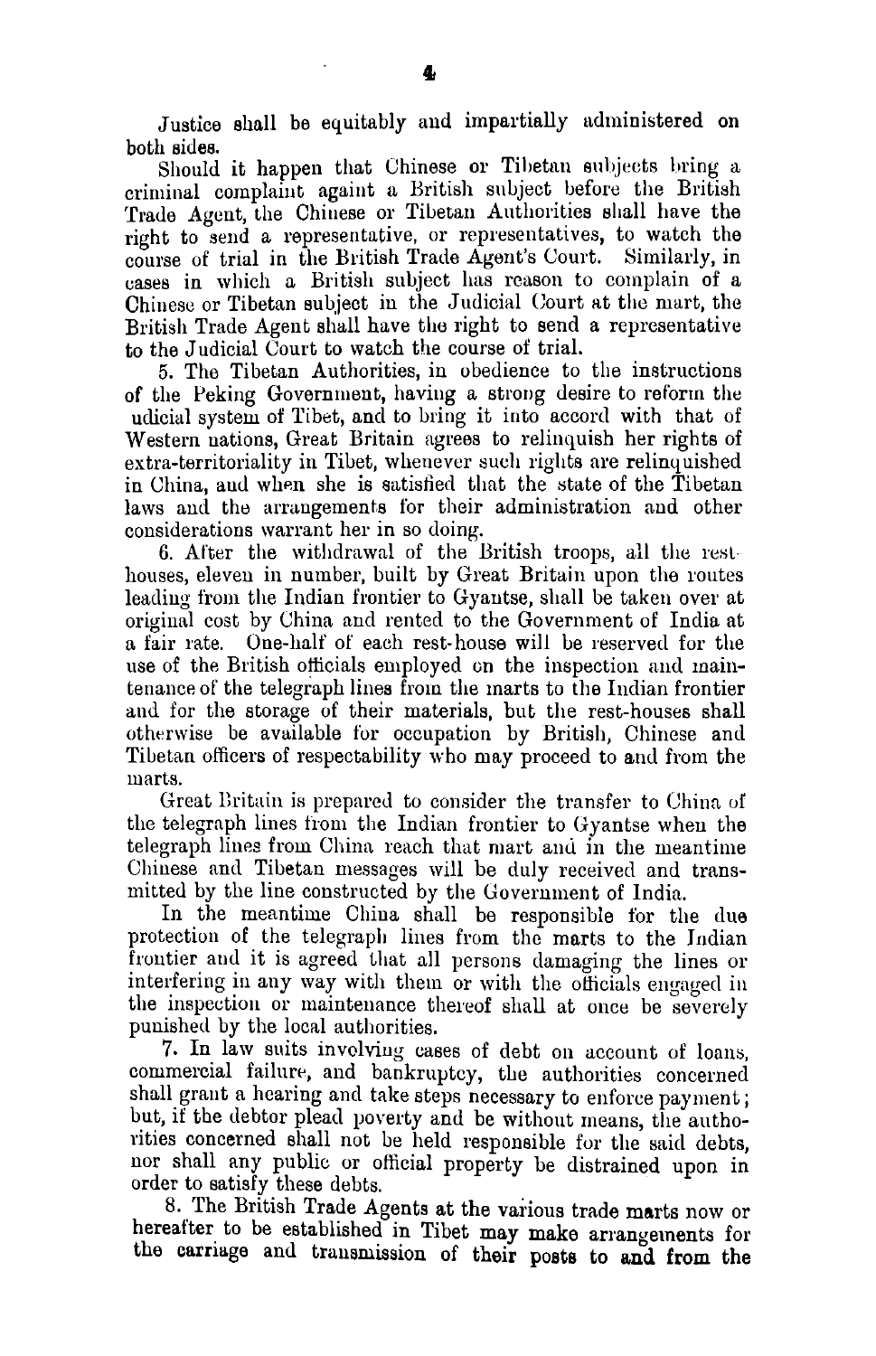Justice shall be equitably and impartially administered on both sides.

Should it happen that Chinese or Tibetan subjects bring a criminal complaint againt a British subject before the British Trade Agent, the Chinese or Tibetan Authorities shall have the right to send a representative, or representatives, to watch the course of trial in the British Trade Agent's Court. Similarly, in cases in which a British subject has reason to complain of a Chinese or Tibetan subject in the Judicial Court at the mart, the British Trade Agent shall have the right to send a representative to the Judicial Court to watch the course of trial.

5. The Tibetan Authorities, in obedience to the instructions of the Peking Government, having a strong desire to reform the udicial system of Tibet, and to bring it into accord with that of Western nations, Great Britain agrees to relinquish her rights of extra-territoriality in Tibet, whenever such rights are relinquished in China, and when she is satisfied that the state of the Tibetan laws and the arrangements for their administration and other considerations warrant her in so doing.

6. After the withdrawal of the British troops, all the rest-houses, eleven in number, built by Great Britain upon the routes leading from the Indian frontier to Gyantse, shall be taken over at original cost by China and rented to the Government of India at a fair rate. One-half of each rest-house will be reserved for the use of the British officials employed on the inspection and maintenance of the telegraph lines from the marts to the Indian frontier and for the storage of their materials, but the rest-houses shall otherwise be available for occupation by British, Chinese and Tibetan officers of respectability who may proceed to and from the marts.

Great Britain is prepared to consider the transfer to China of the telegraph lines from the Indian frontier to Gyantse when the telegraph lines from China reach that mart and in the meantime Chinese and Tibetan messages will be duly received and transmitted by the line constructed by the Government of India.

In the meantime China shall be responsible for the due protection of the telegraph lines from the marts to the Indian frontier and it is agreed that all persons damaging the lines or interfering in any way with them or with the officials engaged in the inspection or maintenance thereof shall at once be severely punished by the local authorities.

7. In law suits involving cases of debt on account of loans, commercial failure, and bankruptcy, the authorities concerned shall grant a hearing and take steps necessary to enforce payment; but, if the debtor plead poverty and be without means, the authorities concerned shall not be held responsible for the said debts, nor shall any public or official property be distrained upon in order to satisfy these debts.

8. The British Trade Agents at the various trade marts now or hereafter to be established in Tibet may make arrangements for the carriage and transmission of their posts to and from the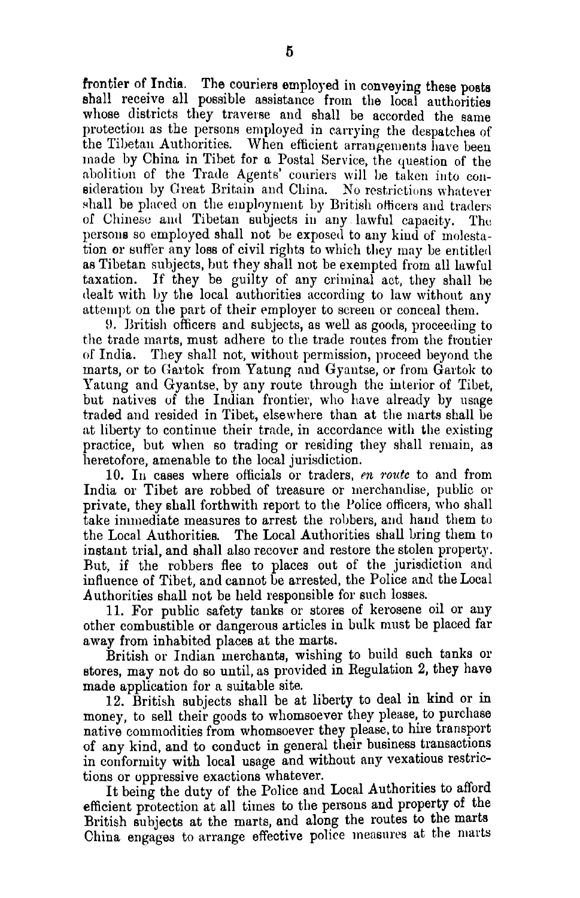frontier of India. The couriers employed in conveying these posts shall receive all possible assistance from the local authorities whose districts they traverse and shall be accorded the same protection as the persons employed in carrying the despatches of the Tibetan Authorities. When efficient arrangements have been made by China in Tibet for a Postal Service, the question of the abolition of the Trade Agents' couriers will be taken into consideration by Great Britain and China. No restrictions whatever shall be placed on the employment by British officers and traders of Chinese and Tibetan subjects in any lawful capacity. The persons so employed shall not be exposed to any kind of molestation or suffer any loss of civil rights to which they may be entitled as Tibetan subjects, but they shall not be exempted from all lawful taxation. If they be guilty of any criminal act, they shall be dealt with by the local authorities according to law without any attempt on the part of their employer to screen or conceal them.

9. British officers and subjects, as well as goods, proceeding to the trade marts, must adhere to the trade routes from the frontier of India. They shall not, without permission, proceed beyond the marts, or to Gartok from Yatung and Gyantse, or from Gartok to Yatung and Gyantse, by any route through the interior of Tibet, but natives of the Indian frontier, who have already by usage traded and resided in Tibet, elsewhere than at the marts shall be at liberty to continue their trade, in accordance with the existing practice, but when so trading or residing they shall remain, as heretofore, amenable to the local jurisdiction.

10. In cases where officials or traders, *en route* to and from India or Tibet are robbed of treasure or merchandise, public or private, they shall forthwith report to the Police officers, who shall take immediate measures to arrest the robbers, and hand them to the Local Authorities. The Local Authorities shall bring them to instant trial, and shall also recover and restore the stolen property. But, if the robbers flee to places out of the jurisdiction and influence of Tibet, and cannot be arrested, the Police and the Local Authorities shall not be held responsible for such losses.

11. For public safety tanks or stores of kerosene oil or any other combustible or dangerous articles in bulk must be placed far away from inhabited places at the marts.

British or Indian merchants, wishing to build such tanks or stores, may not do so until, as provided in Regulation 2, they have made application for a suitable site.

12. British subjects shall be at liberty to deal in kind or in money, to sell their goods to whomsoever they please, to purchase native commodities from whomsoever they please, to hire transport of any kind, and to conduct in general their business transactions in conformity with local usage and without any vexatious restrictions or oppressive exactions whatever.

It being the duty of the Police and Local Authorities to afford efficient protection at all times to the persons and property of the British subjects at the marts, and along the routes to the marts China engages to arrange effective police measures at the marts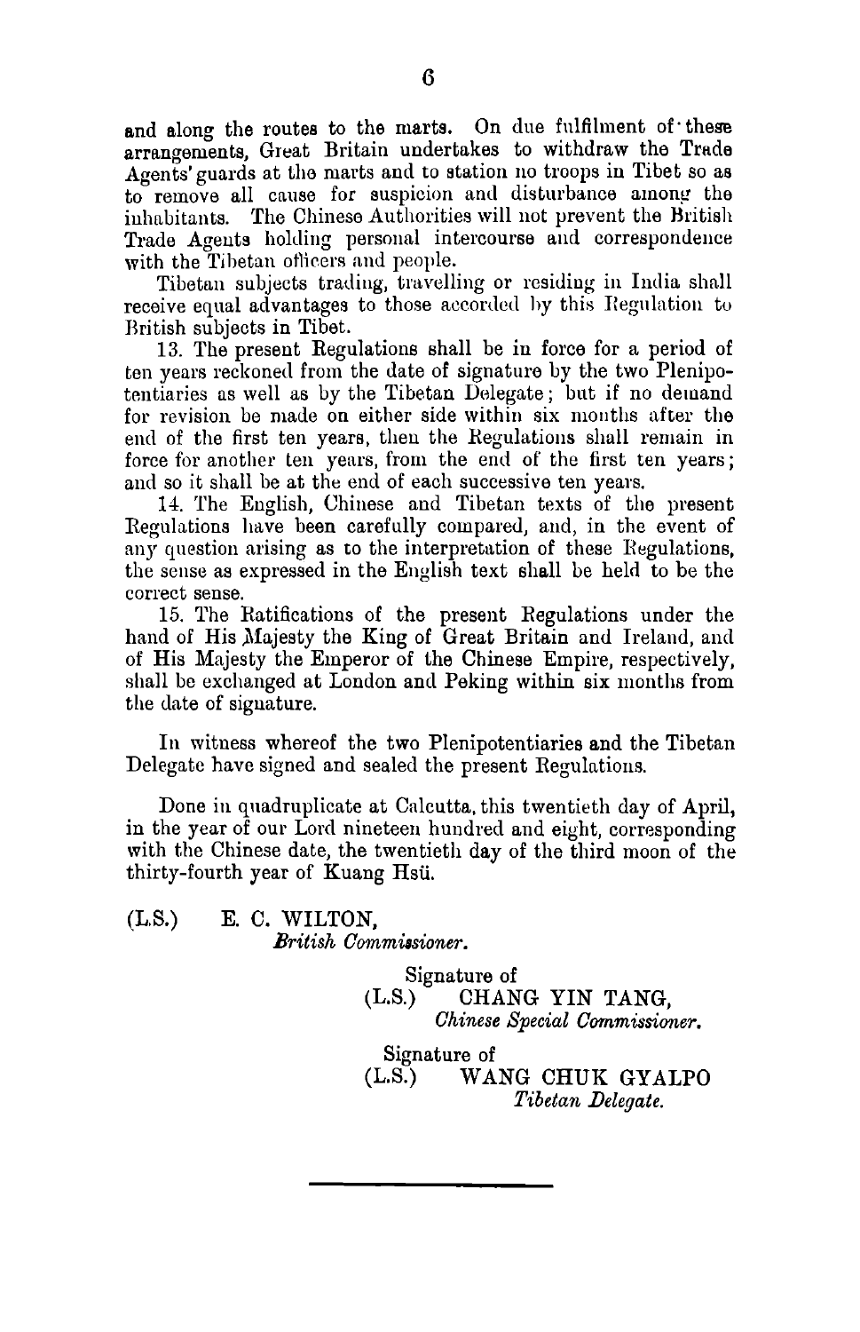and along the routes to the marts. On due fulfilment of these arrangements, Great Britain undertakes to withdraw the Trade Agents' guards at the marts and to station no troops in Tibet so as to remove all cause for suspicion and disturbance among the inhabitants. The Chinese Authorities will not prevent the British Trade Agents holding personal intercourse and correspondence with the Tibetan officers and people.

Tibetan subjects trading, travelling or residing in India shall receive equal advantages to those accorded by this Regulation to British subjects in Tibet.

13. The present Regulations shall be in force for a period of ten years reckoned from the date of signature by the two Plenipotentiaries as well as by the Tibetan Delegate; but if no demand for revision be made on either side within six months after the end of the first ten years, then the Regulations shall remain in force for another ten years, from the end of the first ten years; and so it shall be at the end of each successive ten years.

14. The English, Chinese and Tibetan texts of the present Regulations have been carefully compared, and, in the event of any question arising as to the interpretation of these Regulations, the sense as expressed in the English text shall be held to be the correct sense.

15. The Ratifications of the present Regulations under the hand of His Majesty the King of Great Britain and Ireland, and of His Majesty the Emperor of the Chinese Empire, respectively, shall be exchanged at London and Peking within six months from the date of signature.

In witness whereof the two Plenipotentiaries and the Tibetan Delegate have signed and sealed the present Regulations.

Done in quadruplicate at Calcutta, this twentieth day of April, in the year of our Lord nineteen hundred and eight, corresponding with the Chinese date, the twentieth day of the third moon of the thirty-fourth year of Kuang Hsü.

(L.S.) E. C. WILTON,
*British Commissioner.*

Signature of
(L.S.) CHANG YIN TANG,
*Chinese Special Commissioner.*

Signature of
(L.S.) WANG CHUK GYALPO
*Tibetan Delegate.*